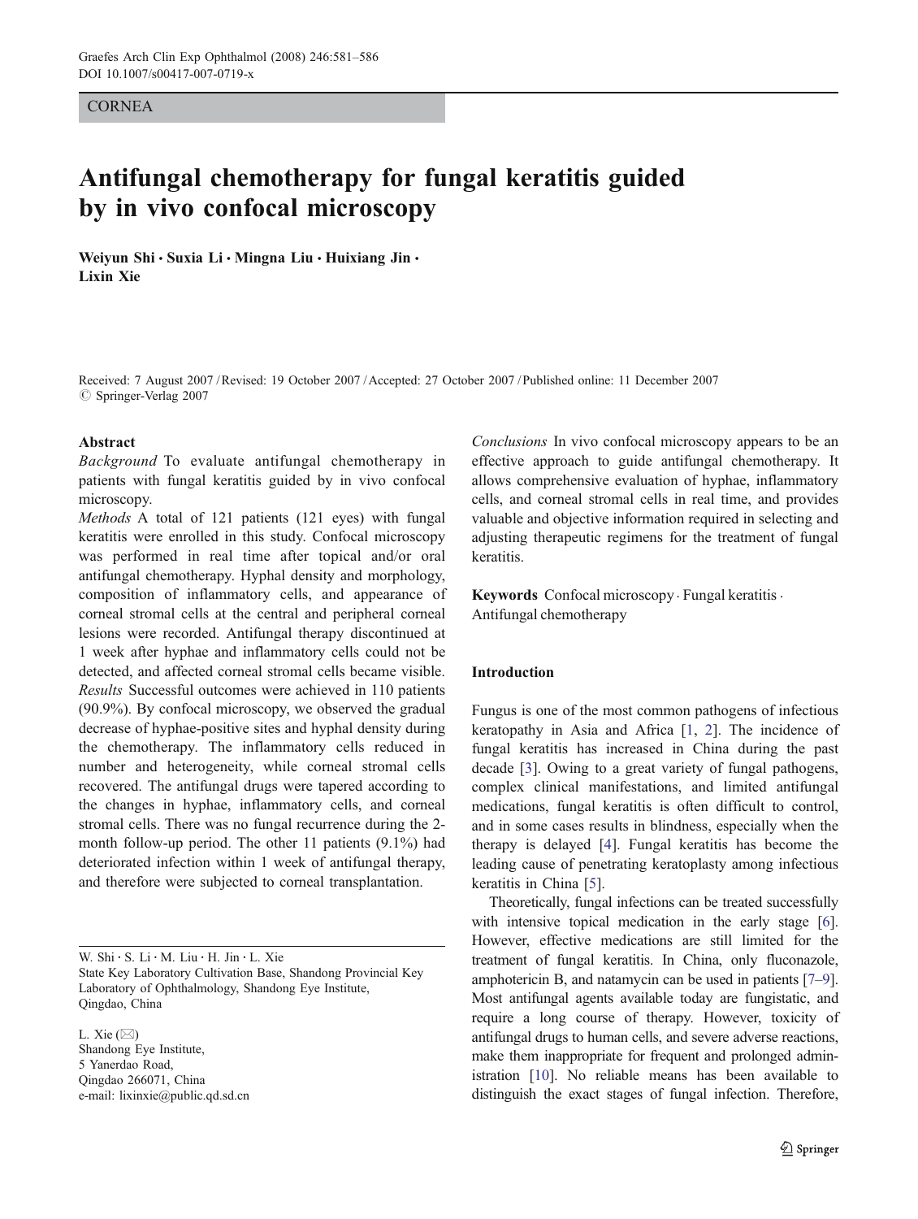CORNEA

# Antifungal chemotherapy for fungal keratitis guided by in vivo confocal microscopy

**Weiyun Shi · Suxia Li · Mingna Liu · Huixiang Jin · Lixin Xie**

Received: 7 August 2007 / Revised: 19 October 2007 / Accepted: 27 October 2007 / Published online: 11 December 2007
© Springer-Verlag 2007

## Abstract

*Background* To evaluate antifungal chemotherapy in patients with fungal keratitis guided by in vivo confocal microscopy.

*Methods* A total of 121 patients (121 eyes) with fungal keratitis were enrolled in this study. Confocal microscopy was performed in real time after topical and/or oral antifungal chemotherapy. Hyphal density and morphology, composition of inflammatory cells, and appearance of corneal stromal cells at the central and peripheral corneal lesions were recorded. Antifungal therapy discontinued at 1 week after hyphae and inflammatory cells could not be detected, and affected corneal stromal cells became visible.

*Results* Successful outcomes were achieved in 110 patients (90.9%). By confocal microscopy, we observed the gradual decrease of hyphae-positive sites and hyphal density during the chemotherapy. The inflammatory cells reduced in number and heterogeneity, while corneal stromal cells recovered. The antifungal drugs were tapered according to the changes in hyphae, inflammatory cells, and corneal stromal cells. There was no fungal recurrence during the 2-month follow-up period. The other 11 patients (9.1%) had deteriorated infection within 1 week of antifungal therapy, and therefore were subjected to corneal transplantation.

*Conclusions* In vivo confocal microscopy appears to be an effective approach to guide antifungal chemotherapy. It allows comprehensive evaluation of hyphae, inflammatory cells, and corneal stromal cells in real time, and provides valuable and objective information required in selecting and adjusting therapeutic regimens for the treatment of fungal keratitis.

**Keywords** Confocal microscopy · Fungal keratitis · Antifungal chemotherapy

W. Shi · S. Li · M. Liu · H. Jin · L. Xie
State Key Laboratory Cultivation Base, Shandong Provincial Key Laboratory of Ophthalmology, Shandong Eye Institute, Qingdao, China

L. Xie (✉)
Shandong Eye Institute,
5 Yanerdao Road,
Qingdao 266071, China
e-mail: lixinxie@public.qd.sd.cn

## Introduction

Fungus is one of the most common pathogens of infectious keratopathy in Asia and Africa [1, 2]. The incidence of fungal keratitis has increased in China during the past decade [3]. Owing to a great variety of fungal pathogens, complex clinical manifestations, and limited antifungal medications, fungal keratitis is often difficult to control, and in some cases results in blindness, especially when the therapy is delayed [4]. Fungal keratitis has become the leading cause of penetrating keratoplasty among infectious keratitis in China [5].

Theoretically, fungal infections can be treated successfully with intensive topical medication in the early stage [6]. However, effective medications are still limited for the treatment of fungal keratitis. In China, only fluconazole, amphotericin B, and natamycin can be used in patients [7–9]. Most antifungal agents available today are fungistatic, and require a long course of therapy. However, toxicity of antifungal drugs to human cells, and severe adverse reactions, make them inappropriate for frequent and prolonged administration [10]. No reliable means has been available to distinguish the exact stages of fungal infection. Therefore,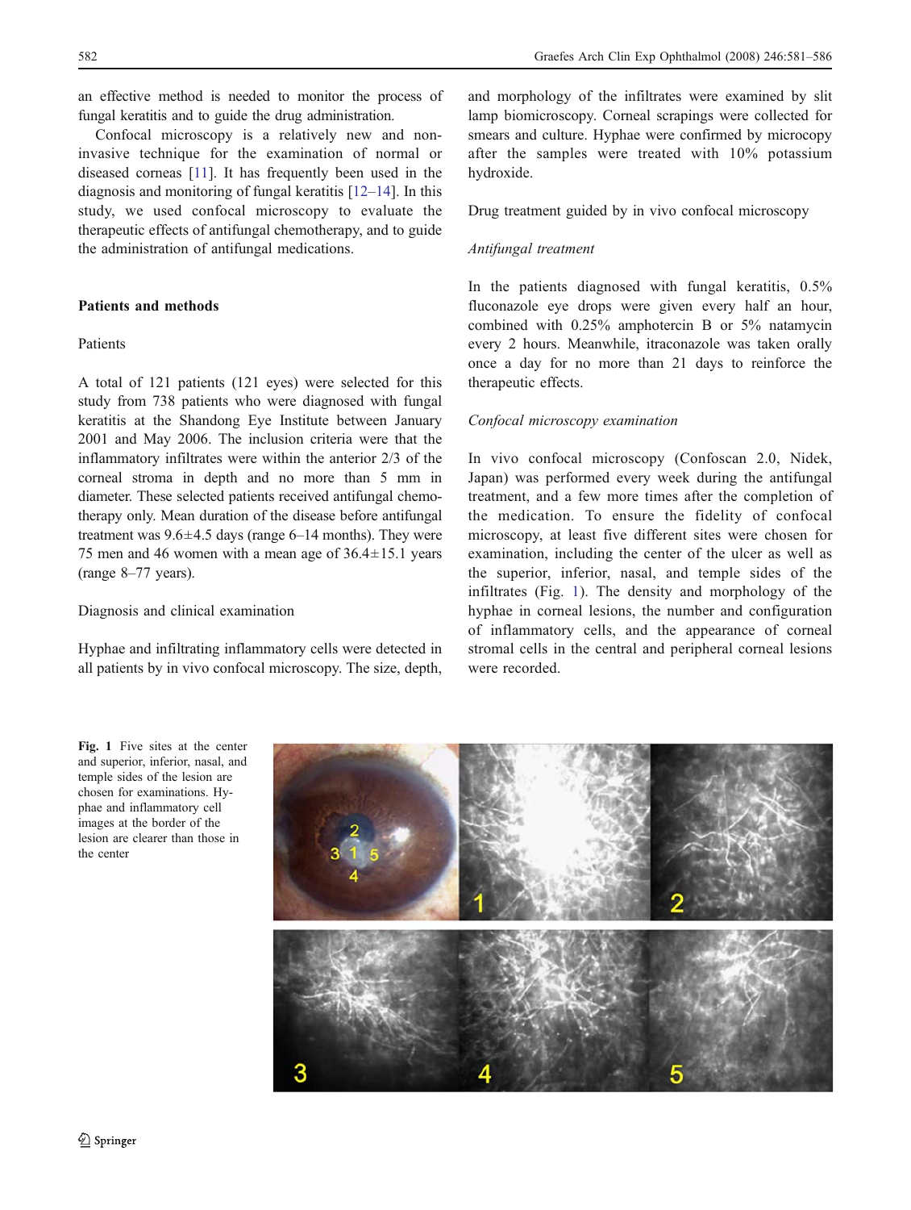an effective method is needed to monitor the process of fungal keratitis and to guide the drug administration.

Confocal microscopy is a relatively new and non-invasive technique for the examination of normal or diseased corneas [11]. It has frequently been used in the diagnosis and monitoring of fungal keratitis [12–14]. In this study, we used confocal microscopy to evaluate the therapeutic effects of antifungal chemotherapy, and to guide the administration of antifungal medications.

## Patients and methods

### Patients

A total of 121 patients (121 eyes) were selected for this study from 738 patients who were diagnosed with fungal keratitis at the Shandong Eye Institute between January 2001 and May 2006. The inclusion criteria were that the inflammatory infiltrates were within the anterior 2/3 of the corneal stroma in depth and no more than 5 mm in diameter. These selected patients received antifungal chemotherapy only. Mean duration of the disease before antifungal treatment was 9.6±4.5 days (range 6–14 months). They were 75 men and 46 women with a mean age of 36.4±15.1 years (range 8–77 years).

### Diagnosis and clinical examination

Hyphae and infiltrating inflammatory cells were detected in all patients by in vivo confocal microscopy. The size, depth, and morphology of the infiltrates were examined by slit lamp biomicroscopy. Corneal scrapings were collected for smears and culture. Hyphae were confirmed by micropcopy after the samples were treated with 10% potassium hydroxide.

### Drug treatment guided by in vivo confocal microscopy

#### *Antifungal treatment*

In the patients diagnosed with fungal keratitis, 0.5% fluconazole eye drops were given every half an hour, combined with 0.25% amphotercin B or 5% natamycin every 2 hours. Meanwhile, itraconazole was taken orally once a day for no more than 21 days to reinforce the therapeutic effects.

#### *Confocal microscopy examination*

In vivo confocal microscopy (Confoscan 2.0, Nidek, Japan) was performed every week during the antifungal treatment, and a few more times after the completion of the medication. To ensure the fidelity of confocal microscopy, at least five different sites were chosen for examination, including the center of the ulcer as well as the superior, inferior, nasal, and temple sides of the infiltrates (Fig. 1). The density and morphology of the hyphae in corneal lesions, the number and configuration of inflammatory cells, and the appearance of corneal stromal cells in the central and peripheral corneal lesions were recorded.

**Fig. 1** Five sites at the center and superior, inferior, nasal, and temple sides of the lesion are chosen for examinations. Hyphae and inflammatory cell images at the border of the lesion are clearer than those in the center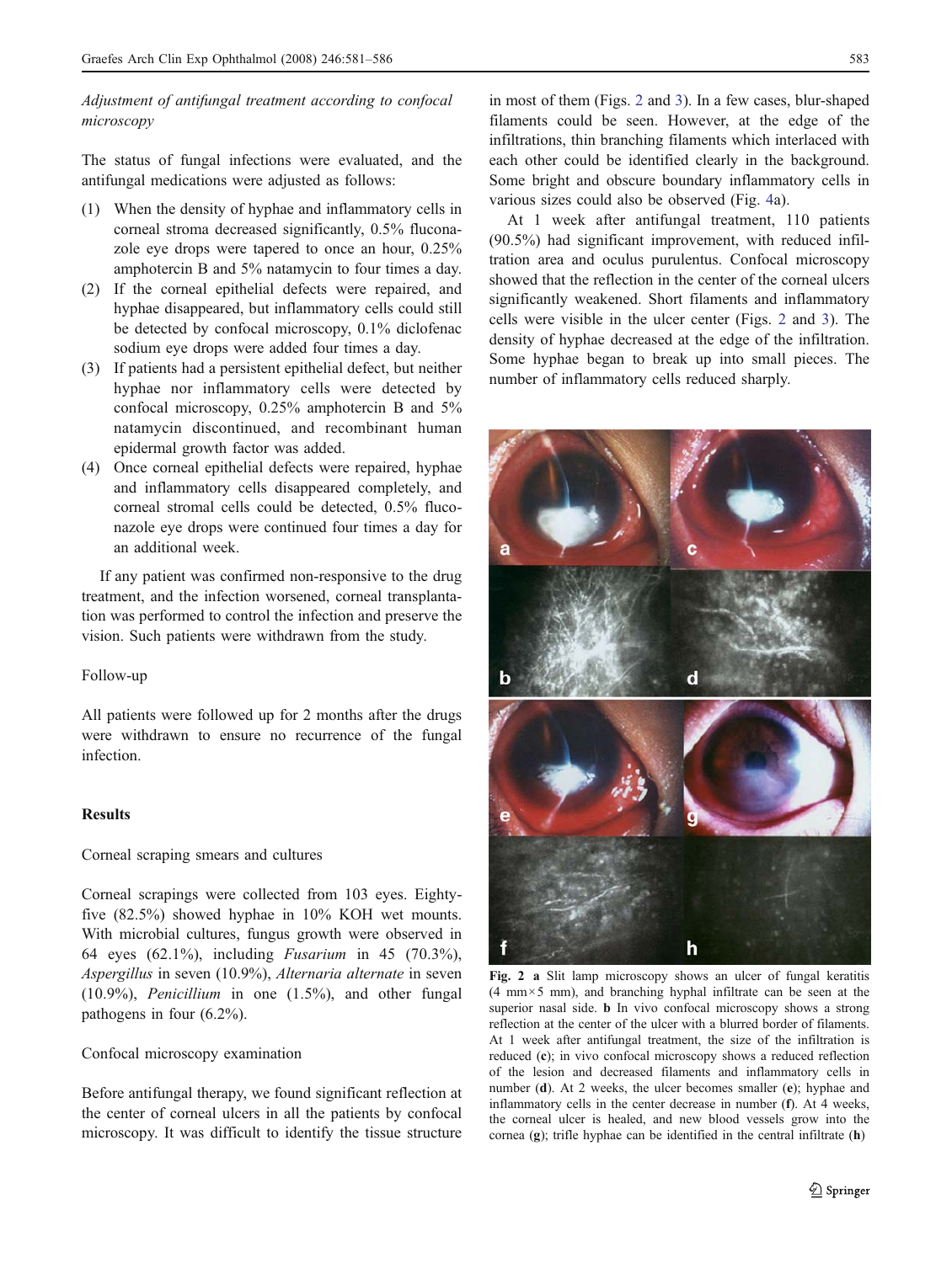*Adjustment of antifungal treatment according to confocal microscopy*

The status of fungal infections were evaluated, and the antifungal medications were adjusted as follows:

1. When the density of hyphae and inflammatory cells in corneal stroma decreased significantly, 0.5% fluconazole eye drops were tapered to once an hour, 0.25% amphotercin B and 5% natamycin to four times a day.
2. If the corneal epithelial defects were repaired, and hyphae disappeared, but inflammatory cells could still be detected by confocal microscopy, 0.1% diclofenac sodium eye drops were added four times a day.
3. If patients had a persistent epithelial defect, but neither hyphae nor inflammatory cells were detected by confocal microscopy, 0.25% amphotercin B and 5% natamycin discontinued, and recombinant human epidermal growth factor was added.
4. Once corneal epithelial defects were repaired, hyphae and inflammatory cells disappeared completely, and corneal stromal cells could be detected, 0.5% fluconazole eye drops were continued four times a day for an additional week.

If any patient was confirmed non-responsive to the drug treatment, and the infection worsened, corneal transplantation was performed to control the infection and preserve the vision. Such patients were withdrawn from the study.

Follow-up

All patients were followed up for 2 months after the drugs were withdrawn to ensure no recurrence of the fungal infection.

## Results

Corneal scraping smears and cultures

Corneal scrapings were collected from 103 eyes. Eighty-five (82.5%) showed hyphae in 10% KOH wet mounts. With microbial cultures, fungus growth were observed in 64 eyes (62.1%), including *Fusarium* in 45 (70.3%), *Aspergillus* in seven (10.9%), *Alternaria alternate* in seven (10.9%), *Penicillium* in one (1.5%), and other fungal pathogens in four (6.2%).

Confocal microscopy examination

Before antifungal therapy, we found significant reflection at the center of corneal ulcers in all the patients by confocal microscopy. It was difficult to identify the tissue structure in most of them (Figs. 2 and 3). In a few cases, blur-shaped filaments could be seen. However, at the edge of the infiltrations, thin branching filaments which interlaced with each other could be identified clearly in the background. Some bright and obscure boundary inflammatory cells in various sizes could also be observed (Fig. 4a).

At 1 week after antifungal treatment, 110 patients (90.5%) had significant improvement, with reduced infiltration area and oculus purulentus. Confocal microscopy showed that the reflection in the center of the corneal ulcers significantly weakened. Short filaments and inflammatory cells were visible in the ulcer center (Figs. 2 and 3). The density of hyphae decreased at the edge of the infiltration. Some hyphae began to break up into small pieces. The number of inflammatory cells reduced sharply.

**Fig. 2** **a** Slit lamp microscopy shows an ulcer of fungal keratitis (4 mm×5 mm), and branching hyphal infiltrate can be seen at the superior nasal side. **b** In vivo confocal microscopy shows a strong reflection at the center of the ulcer with a blurred border of filaments. At 1 week after antifungal treatment, the size of the infiltration is reduced (**c**); in vivo confocal microscopy shows a reduced reflection of the lesion and decreased filaments and inflammatory cells in number (**d**). At 2 weeks, the ulcer becomes smaller (**e**); hyphae and inflammatory cells in the center decrease in number (**f**). At 4 weeks, the corneal ulcer is healed, and new blood vessels grow into the cornea (**g**); trifle hyphae can be identified in the central infiltrate (**h**)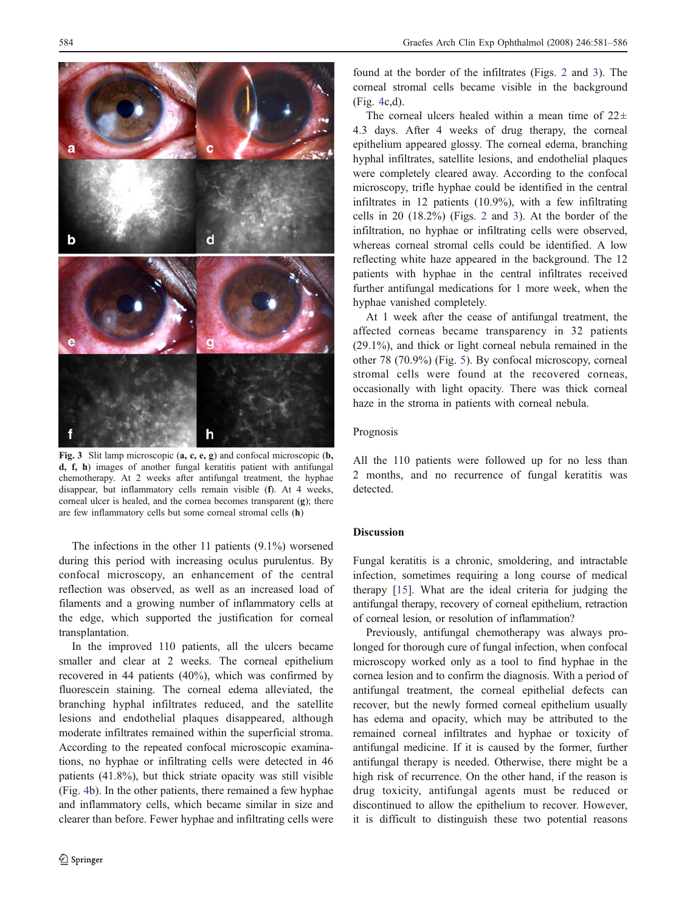Fig. 3 Slit lamp microscopic (**a, c, e, g**) and confocal microscopic (**b, d, f, h**) images of another fungal keratitis patient with antifungal chemotherapy. At 2 weeks after antifungal treatment, the hyphae disappear, but inflammatory cells remain visible (**f**). At 4 weeks, corneal ulcer is healed, and the cornea becomes transparent (**g**); there are few inflammatory cells but some corneal stromal cells (**h**)

The infections in the other 11 patients (9.1%) worsened during this period with increasing oculus purulentus. By confocal microscopy, an enhancement of the central reflection was observed, as well as an increased load of filaments and a growing number of inflammatory cells at the edge, which supported the justification for corneal transplantation.

In the improved 110 patients, all the ulcers became smaller and clear at 2 weeks. The corneal epithelium recovered in 44 patients (40%), which was confirmed by fluorescein staining. The corneal edema alleviated, the branching hyphal infiltrates reduced, and the satellite lesions and endothelial plaques disappeared, although moderate infiltrates remained within the superficial stroma. According to the repeated confocal microscopic examinations, no hyphae or infiltrating cells were detected in 46 patients (41.8%), but thick striate opacity was still visible (Fig. 4b). In the other patients, there remained a few hyphae and inflammatory cells, which became similar in size and clearer than before. Fewer hyphae and infiltrating cells were found at the border of the infiltrates (Figs. 2 and 3). The corneal stromal cells became visible in the background (Fig. 4c,d).

The corneal ulcers healed within a mean time of 22± 4.3 days. After 4 weeks of drug therapy, the corneal epithelium appeared glossy. The corneal edema, branching hyphal infiltrates, satellite lesions, and endothelial plaques were completely cleared away. According to the confocal microscopy, trifle hyphae could be identified in the central infiltrates in 12 patients (10.9%), with a few infiltrating cells in 20 (18.2%) (Figs. 2 and 3). At the border of the infiltration, no hyphae or infiltrating cells were observed, whereas corneal stromal cells could be identified. A low reflecting white haze appeared in the background. The 12 patients with hyphae in the central infiltrates received further antifungal medications for 1 more week, when the hyphae vanished completely.

At 1 week after the cease of antifungal treatment, the affected corneas became transparency in 32 patients (29.1%), and thick or light corneal nebula remained in the other 78 (70.9%) (Fig. 5). By confocal microscopy, corneal stromal cells were found at the recovered corneas, occasionally with light opacity. There was thick corneal haze in the stroma in patients with corneal nebula.

### Prognosis

All the 110 patients were followed up for no less than 2 months, and no recurrence of fungal keratitis was detected.

## Discussion

Fungal keratitis is a chronic, smoldering, and intractable infection, sometimes requiring a long course of medical therapy [15]. What are the ideal criteria for judging the antifungal therapy, recovery of corneal epithelium, retraction of corneal lesion, or resolution of inflammation?

Previously, antifungal chemotherapy was always prolonged for thorough cure of fungal infection, when confocal microscopy worked only as a tool to find hyphae in the cornea lesion and to confirm the diagnosis. With a period of antifungal treatment, the corneal epithelial defects can recover, but the newly formed corneal epithelium usually has edema and opacity, which may be attributed to the remained corneal infiltrates and hyphae or toxicity of antifungal medicine. If it is caused by the former, further antifungal therapy is needed. Otherwise, there might be a high risk of recurrence. On the other hand, if the reason is drug toxicity, antifungal agents must be reduced or discontinued to allow the epithelium to recover. However, it is difficult to distinguish these two potential reasons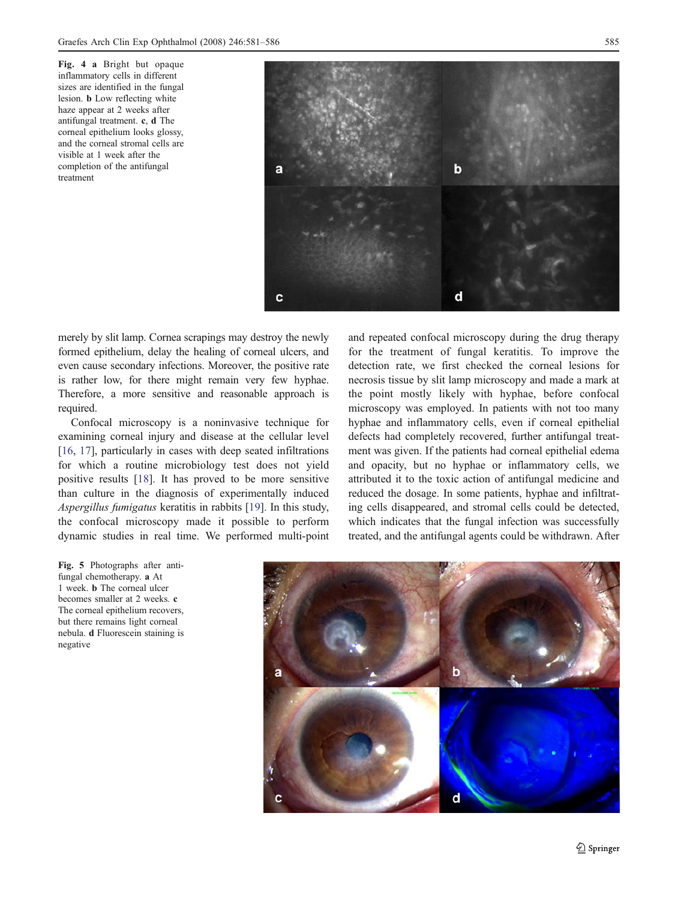Fig. 4 **a** Bright but opaque inflammatory cells in different sizes are identified in the fungal lesion. **b** Low reflecting white haze appear at 2 weeks after antifungal treatment. **c**, **d** The corneal epithelium looks glossy, and the corneal stromal cells are visible at 1 week after the completion of the antifungal treatment

merely by slit lamp. Cornea scrapings may destroy the newly formed epithelium, delay the healing of corneal ulcers, and even cause secondary infections. Moreover, the positive rate is rather low, for there might remain very few hyphae. Therefore, a more sensitive and reasonable approach is required.

Confocal microscopy is a noninvasive technique for examining corneal injury and disease at the cellular level [16, 17], particularly in cases with deep seated infiltrations for which a routine microbiology test does not yield positive results [18]. It has proved to be more sensitive than culture in the diagnosis of experimentally induced *Aspergillus fumigatus* keratitis in rabbits [19]. In this study, the confocal microscopy made it possible to perform dynamic studies in real time. We performed multi-point and repeated confocal microscopy during the drug therapy for the treatment of fungal keratitis. To improve the detection rate, we first checked the corneal lesions for necrosis tissue by slit lamp microscopy and made a mark at the point mostly likely with hyphae, before confocal microscopy was employed. In patients with not too many hyphae and inflammatory cells, even if corneal epithelial defects had completely recovered, further antifungal treatment was given. If the patients had corneal epithelial edema and opacity, but no hyphae or inflammatory cells, we attributed it to the toxic action of antifungal medicine and reduced the dosage. In some patients, hyphae and infiltrating cells disappeared, and stromal cells could be detected, which indicates that the fungal infection was successfully treated, and the antifungal agents could be withdrawn. After

Fig. 5 Photographs after antifungal chemotherapy. **a** At 1 week. **b** The corneal ulcer becomes smaller at 2 weeks. **c** The corneal epithelium recovers, but there remains light corneal nebula. **d** Fluorescein staining is negative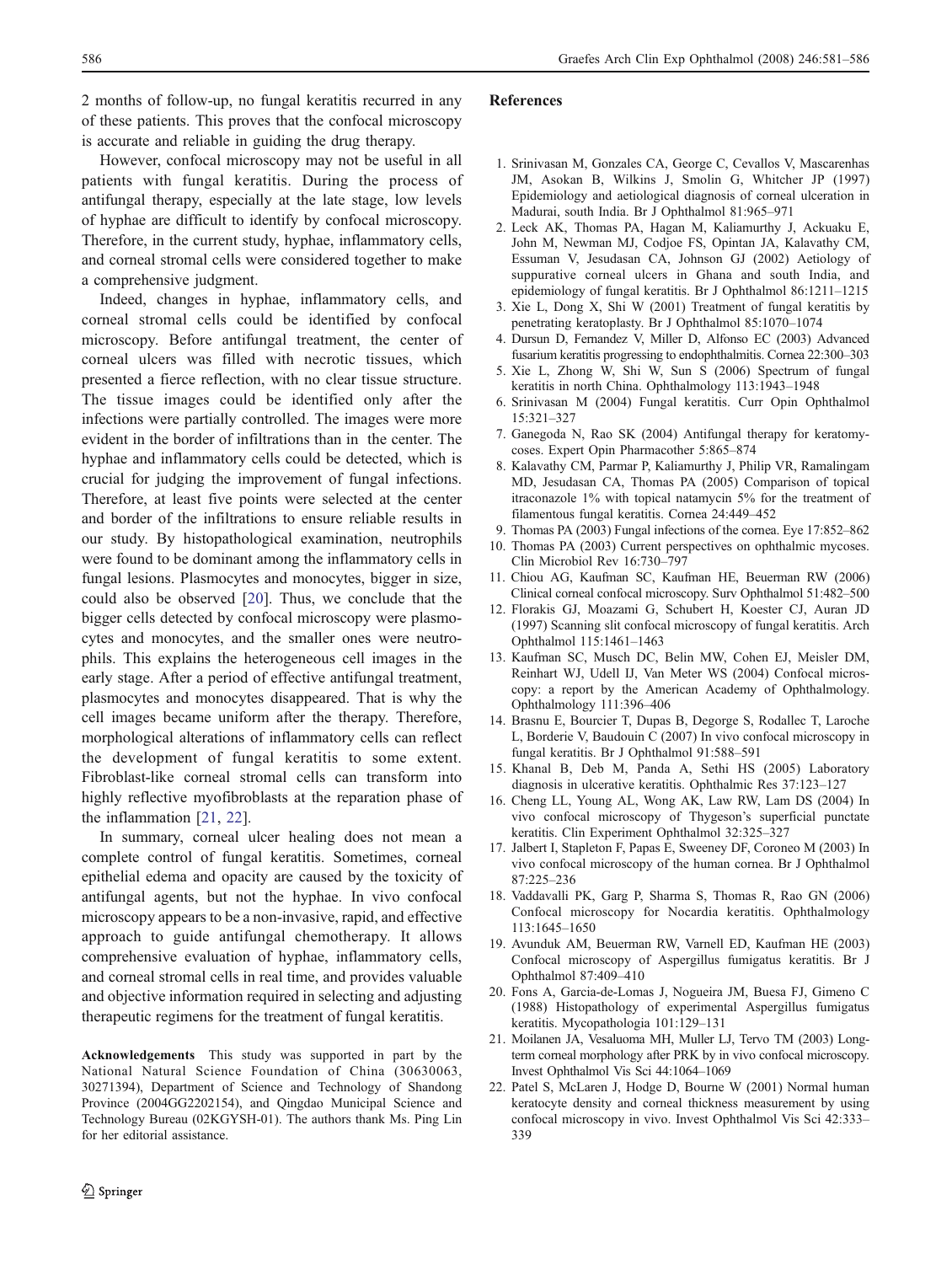2 months of follow-up, no fungal keratitis recurred in any of these patients. This proves that the confocal microscopy is accurate and reliable in guiding the drug therapy.

However, confocal microscopy may not be useful in all patients with fungal keratitis. During the process of antifungal therapy, especially at the late stage, low levels of hyphae are difficult to identify by confocal microscopy. Therefore, in the current study, hyphae, inflammatory cells, and corneal stromal cells were considered together to make a comprehensive judgment.

Indeed, changes in hyphae, inflammatory cells, and corneal stromal cells could be identified by confocal microscopy. Before antifungal treatment, the center of corneal ulcers was filled with necrotic tissues, which presented a fierce reflection, with no clear tissue structure. The tissue images could be identified only after the infections were partially controlled. The images were more evident in the border of infiltrations than in the center. The hyphae and inflammatory cells could be detected, which is crucial for judging the improvement of fungal infections. Therefore, at least five points were selected at the center and border of the infiltrations to ensure reliable results in our study. By histopathological examination, neutrophils were found to be dominant among the inflammatory cells in fungal lesions. Plasmocytes and monocytes, bigger in size, could also be observed [20]. Thus, we conclude that the bigger cells detected by confocal microscopy were plasmocytes and monocytes, and the smaller ones were neutrophils. This explains the heterogeneous cell images in the early stage. After a period of effective antifungal treatment, plasmocytes and monocytes disappeared. That is why the cell images became uniform after the therapy. Therefore, morphological alterations of inflammatory cells can reflect the development of fungal keratitis to some extent. Fibroblast-like corneal stromal cells can transform into highly reflective myofibroblasts at the reparation phase of the inflammation [21, 22].

In summary, corneal ulcer healing does not mean a complete control of fungal keratitis. Sometimes, corneal epithelial edema and opacity are caused by the toxicity of antifungal agents, but not the hyphae. In vivo confocal microscopy appears to be a non-invasive, rapid, and effective approach to guide antifungal chemotherapy. It allows comprehensive evaluation of hyphae, inflammatory cells, and corneal stromal cells in real time, and provides valuable and objective information required in selecting and adjusting therapeutic regimens for the treatment of fungal keratitis.

**Acknowledgements** This study was supported in part by the National Natural Science Foundation of China (30630063, 30271394), Department of Science and Technology of Shandong Province (2004GG2202154), and Qingdao Municipal Science and Technology Bureau (02KGYSH-01). The authors thank Ms. Ping Lin for her editorial assistance.

## References

1. Srinivasan M, Gonzales CA, George C, Cevallos V, Mascarenhas JM, Asokan B, Wilkins J, Smolin G, Whitcher JP (1997) Epidemiology and aetiological diagnosis of corneal ulceration in Madurai, south India. Br J Ophthalmol 81:965–971
2. Leck AK, Thomas PA, Hagan M, Kaliamurthy J, Ackuaku E, John M, Newman MJ, Codjoe FS, Opintan JA, Kalavathy CM, Essuman V, Jesudasan CA, Johnson GJ (2002) Aetiology of suppurative corneal ulcers in Ghana and south India, and epidemiology of fungal keratitis. Br J Ophthalmol 86:1211–1215
3. Xie L, Dong X, Shi W (2001) Treatment of fungal keratitis by penetrating keratoplasty. Br J Ophthalmol 85:1070–1074
4. Dursun D, Fernandez V, Miller D, Alfonso EC (2003) Advanced fusarium keratitis progressing to endophthalmitis. Cornea 22:300–303
5. Xie L, Zhong W, Shi W, Sun S (2006) Spectrum of fungal keratitis in north China. Ophthalmology 113:1943–1948
6. Srinivasan M (2004) Fungal keratitis. Curr Opin Ophthalmol 15:321–327
7. Ganegoda N, Rao SK (2004) Antifungal therapy for keratomycoses. Expert Opin Pharmacother 5:865–874
8. Kalavathy CM, Parmar P, Kaliamurthy J, Philip VR, Ramalingam MD, Jesudasan CA, Thomas PA (2005) Comparison of topical itraconazole 1% with topical natamycin 5% for the treatment of filamentous fungal keratitis. Cornea 24:449–452
9. Thomas PA (2003) Fungal infections of the cornea. Eye 17:852–862
10. Thomas PA (2003) Current perspectives on ophthalmic mycoses. Clin Microbiol Rev 16:730–797
11. Chiou AG, Kaufman SC, Kaufman HE, Beuerman RW (2006) Clinical corneal confocal microscopy. Surv Ophthalmol 51:482–500
12. Florakis GJ, Moazami G, Schubert H, Koester CJ, Auran JD (1997) Scanning slit confocal microscopy of fungal keratitis. Arch Ophthalmol 115:1461–1463
13. Kaufman SC, Musch DC, Belin MW, Cohen EJ, Meisler DM, Reinhart WJ, Udell IJ, Van Meter WS (2004) Confocal microscopy: a report by the American Academy of Ophthalmology. Ophthalmology 111:396–406
14. Brasnu E, Bourcier T, Dupas B, Degorge S, Rodallec T, Laroche L, Borderie V, Baudouin C (2007) In vivo confocal microscopy in fungal keratitis. Br J Ophthalmol 91:588–591
15. Khanal B, Deb M, Panda A, Sethi HS (2005) Laboratory diagnosis in ulcerative keratitis. Ophthalmic Res 37:123–127
16. Cheng LL, Young AL, Wong AK, Law RW, Lam DS (2004) In vivo confocal microscopy of Thygeson's superficial punctate keratitis. Clin Experiment Ophthalmol 32:325–327
17. Jalbert I, Stapleton F, Papas E, Sweeney DF, Coroneo M (2003) In vivo confocal microscopy of the human cornea. Br J Ophthalmol 87:225–236
18. Vaddavalli PK, Garg P, Sharma S, Thomas R, Rao GN (2006) Confocal microscopy for Nocardia keratitis. Ophthalmology 113:1645–1650
19. Avunduk AM, Beuerman RW, Varnell ED, Kaufman HE (2003) Confocal microscopy of Aspergillus fumigatus keratitis. Br J Ophthalmol 87:409–410
20. Fons A, Garcia-de-Lomas J, Nogueira JM, Buesa FJ, Gimeno C (1988) Histopathology of experimental Aspergillus fumigatus keratitis. Mycopathologia 101:129–131
21. Moilanen JA, Vesaluoma MH, Muller LJ, Tervo TM (2003) Long-term corneal morphology after PRK by in vivo confocal microscopy. Invest Ophthalmol Vis Sci 44:1064–1069
22. Patel S, McLaren J, Hodge D, Bourne W (2001) Normal human keratocyte density and corneal thickness measurement by using confocal microscopy in vivo. Invest Ophthalmol Vis Sci 42:333–339